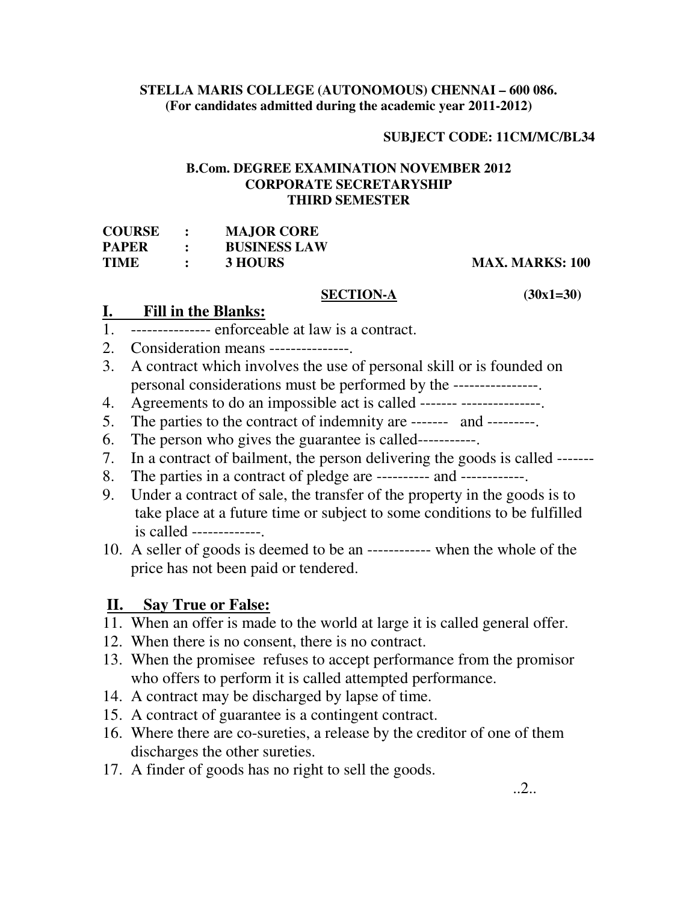**STELLA MARIS COLLEGE (AUTONOMOUS) CHENNAI – 600 086.**
**(For candidates admitted during the academic year 2011-2012)**

**SUBJECT CODE: 11CM/MC/BL34**

**B.Com. DEGREE EXAMINATION NOVEMBER 2012**
**CORPORATE SECRETARYSHIP**
**THIRD SEMESTER**

**COURSE : MAJOR CORE**
**PAPER : BUSINESS LAW**
**TIME : 3 HOURS** **MAX. MARKS: 100**

**SECTION-A** **(30x1=30)**

## I. Fill in the Blanks:

1. --------------- enforceable at law is a contract.
2. Consideration means ---------------.
3. A contract which involves the use of personal skill or is founded on personal considerations must be performed by the ----------------.
4. Agreements to do an impossible act is called ------- ---------------.
5. The parties to the contract of indemnity are ------- and ---------.
6. The person who gives the guarantee is called-----------.
7. In a contract of bailment, the person delivering the goods is called -------
8. The parties in a contract of pledge are ---------- and ------------.
9. Under a contract of sale, the transfer of the property in the goods is to take place at a future time or subject to some conditions to be fulfilled is called -------------.
10. A seller of goods is deemed to be an ------------ when the whole of the price has not been paid or tendered.

## II. Say True or False:

11. When an offer is made to the world at large it is called general offer.
12. When there is no consent, there is no contract.
13. When the promisee refuses to accept performance from the promisor who offers to perform it is called attempted performance.
14. A contract may be discharged by lapse of time.
15. A contract of guarantee is a contingent contract.
16. Where there are co-sureties, a release by the creditor of one of them discharges the other sureties.
17. A finder of goods has no right to sell the goods.

..2..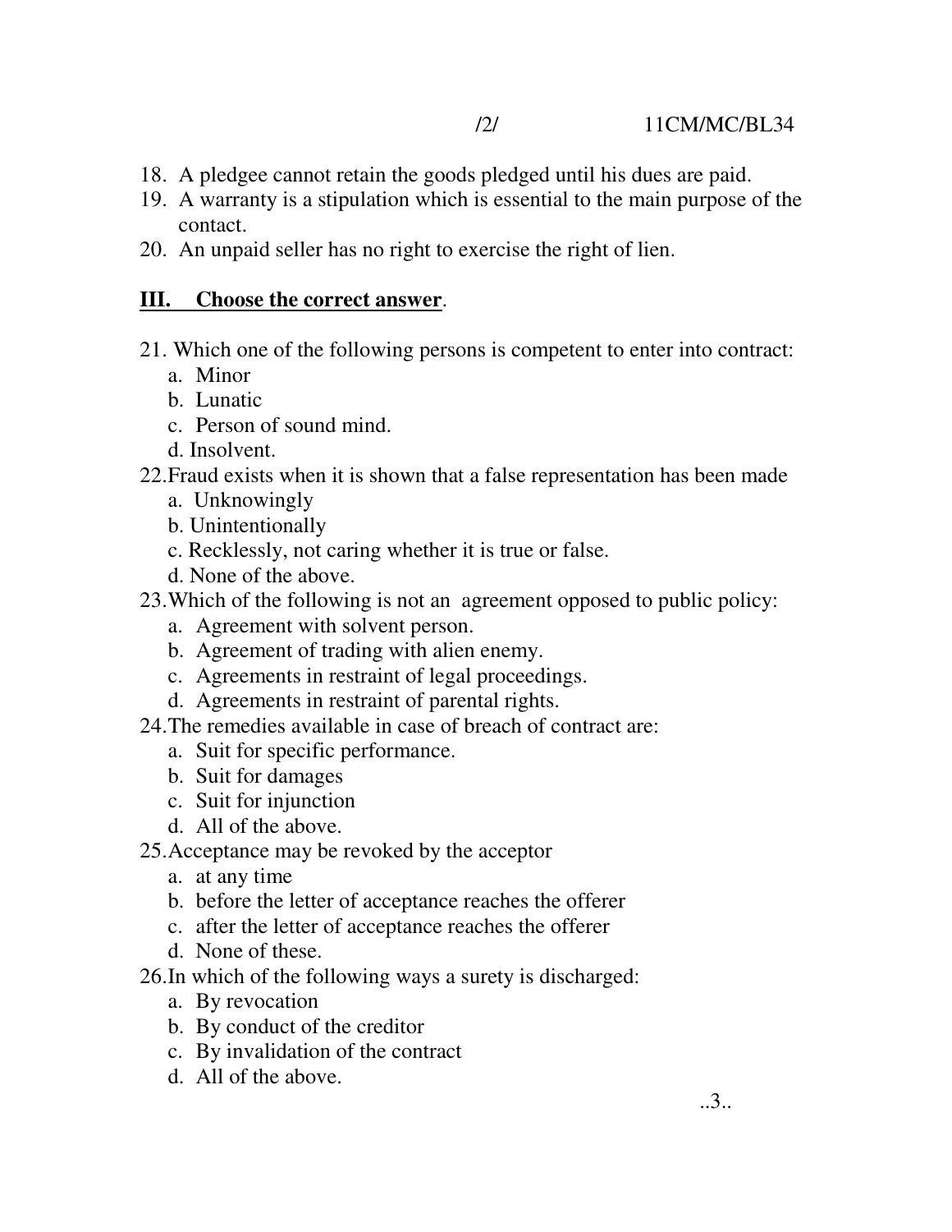18. A pledgee cannot retain the goods pledged until his dues are paid.
19. A warranty is a stipulation which is essential to the main purpose of the contact.
20. An unpaid seller has no right to exercise the right of lien.

## III. Choose the correct answer.

21. Which one of the following persons is competent to enter into contract:
    a. Minor
    b. Lunatic
    c. Person of sound mind.
    d. Insolvent.
22. Fraud exists when it is shown that a false representation has been made
    a. Unknowingly
    b. Unintentionally
    c. Recklessly, not caring whether it is true or false.
    d. None of the above.
23. Which of the following is not an agreement opposed to public policy:
    a. Agreement with solvent person.
    b. Agreement of trading with alien enemy.
    c. Agreements in restraint of legal proceedings.
    d. Agreements in restraint of parental rights.
24. The remedies available in case of breach of contract are:
    a. Suit for specific performance.
    b. Suit for damages
    c. Suit for injunction
    d. All of the above.
25. Acceptance may be revoked by the acceptor
    a. at any time
    b. before the letter of acceptance reaches the offerer
    c. after the letter of acceptance reaches the offerer
    d. None of these.
26. In which of the following ways a surety is discharged:
    a. By revocation
    b. By conduct of the creditor
    c. By invalidation of the contract
    d. All of the above.

..3..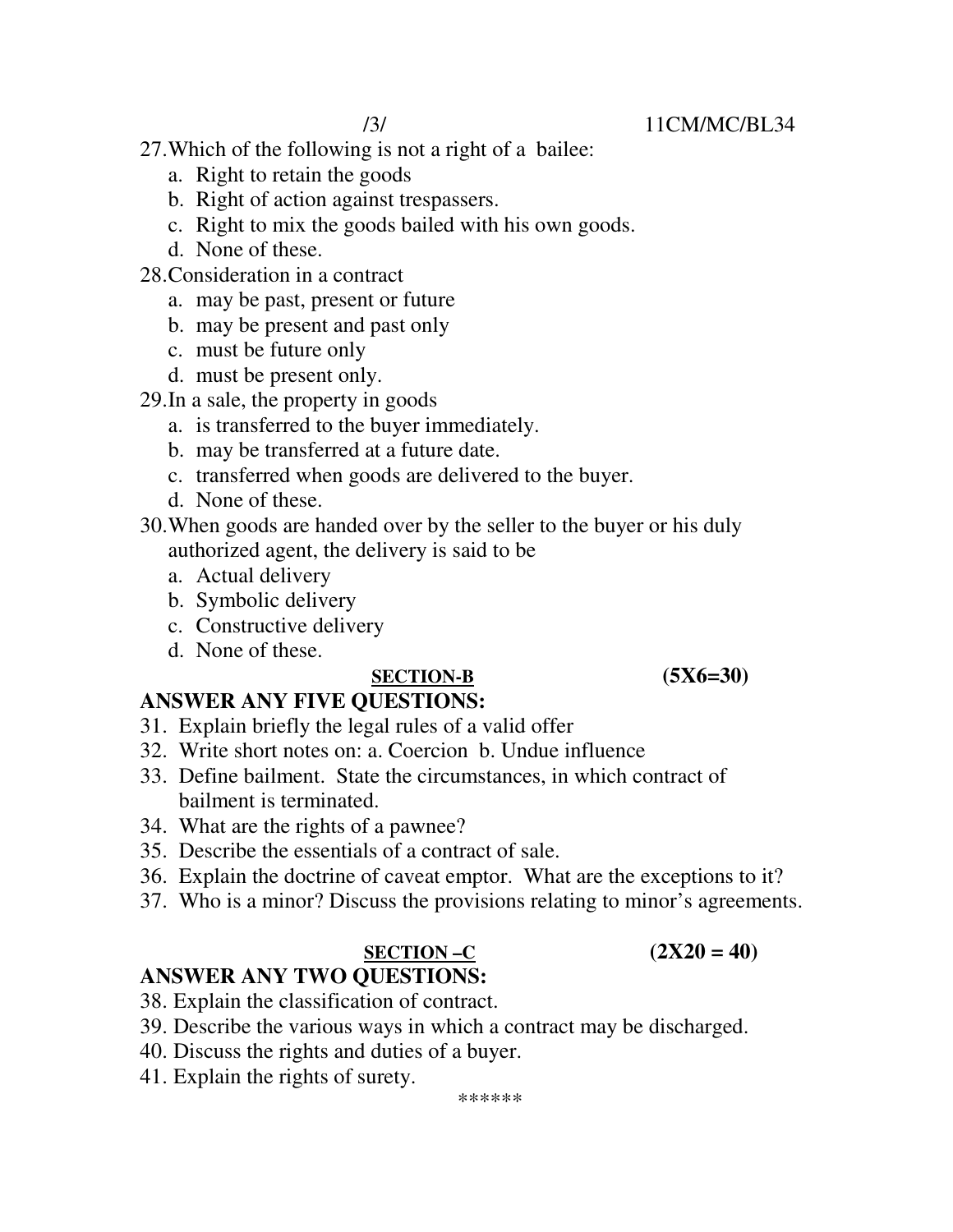27. Which of the following is not a right of a bailee:
    a. Right to retain the goods
    b. Right of action against trespassers.
    c. Right to mix the goods bailed with his own goods.
    d. None of these.
28. Consideration in a contract
    a. may be past, present or future
    b. may be present and past only
    c. must be future only
    d. must be present only.
29. In a sale, the property in goods
    a. is transferred to the buyer immediately.
    b. may be transferred at a future date.
    c. transferred when goods are delivered to the buyer.
    d. None of these.
30. When goods are handed over by the seller to the buyer or his duly authorized agent, the delivery is said to be
    a. Actual delivery
    b. Symbolic delivery
    c. Constructive delivery
    d. None of these.

## SECTION-B (5X6=30)

**ANSWER ANY FIVE QUESTIONS:**

31. Explain briefly the legal rules of a valid offer
32. Write short notes on: a. Coercion b. Undue influence
33. Define bailment. State the circumstances, in which contract of bailment is terminated.
34. What are the rights of a pawnee?
35. Describe the essentials of a contract of sale.
36. Explain the doctrine of caveat emptor. What are the exceptions to it?
37. Who is a minor? Discuss the provisions relating to minor's agreements.

## SECTION –C (2X20 = 40)

**ANSWER ANY TWO QUESTIONS:**

38. Explain the classification of contract.
39. Describe the various ways in which a contract may be discharged.
40. Discuss the rights and duties of a buyer.
41. Explain the rights of surety.

******